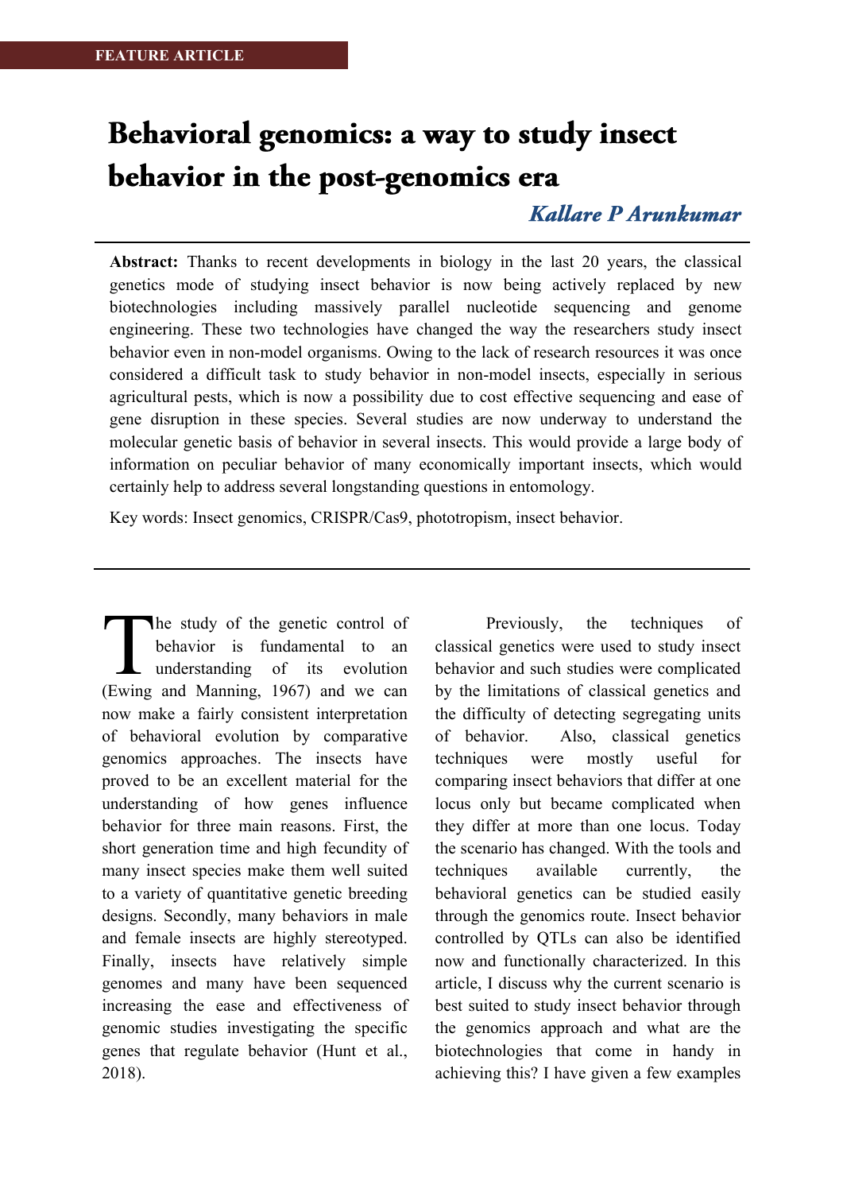FEATURE ARTICLE

# Behavioral genomics: a way to study insect behavior in the post-genomics era

*Kallare P Arunkumar*

**Abstract:** Thanks to recent developments in biology in the last 20 years, the classical genetics mode of studying insect behavior is now being actively replaced by new biotechnologies including massively parallel nucleotide sequencing and genome engineering. These two technologies have changed the way the researchers study insect behavior even in non-model organisms. Owing to the lack of research resources it was once considered a difficult task to study behavior in non-model insects, especially in serious agricultural pests, which is now a possibility due to cost effective sequencing and ease of gene disruption in these species. Several studies are now underway to understand the molecular genetic basis of behavior in several insects. This would provide a large body of information on peculiar behavior of many economically important insects, which would certainly help to address several longstanding questions in entomology.

Key words: Insect genomics, CRISPR/Cas9, phototropism, insect behavior.

---

The study of the genetic control of behavior is fundamental to an understanding of its evolution (Ewing and Manning, 1967) and we can now make a fairly consistent interpretation of behavioral evolution by comparative genomics approaches. The insects have proved to be an excellent material for the understanding of how genes influence behavior for three main reasons. First, the short generation time and high fecundity of many insect species make them well suited to a variety of quantitative genetic breeding designs. Secondly, many behaviors in male and female insects are highly stereotyped. Finally, insects have relatively simple genomes and many have been sequenced increasing the ease and effectiveness of genomic studies investigating the specific genes that regulate behavior (Hunt et al., 2018).

Previously, the techniques of classical genetics were used to study insect behavior and such studies were complicated by the limitations of classical genetics and the difficulty of detecting segregating units of behavior. Also, classical genetics techniques were mostly useful for comparing insect behaviors that differ at one locus only but became complicated when they differ at more than one locus. Today the scenario has changed. With the tools and techniques available currently, the behavioral genetics can be studied easily through the genomics route. Insect behavior controlled by QTLs can also be identified now and functionally characterized. In this article, I discuss why the current scenario is best suited to study insect behavior through the genomics approach and what are the biotechnologies that come in handy in achieving this? I have given a few examples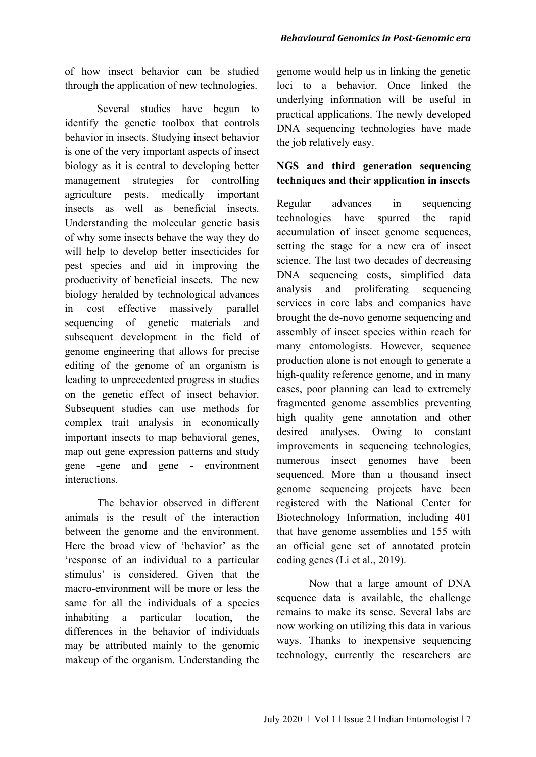of how insect behavior can be studied through the application of new technologies.

Several studies have begun to identify the genetic toolbox that controls behavior in insects. Studying insect behavior is one of the very important aspects of insect biology as it is central to developing better management strategies for controlling agriculture pests, medically important insects as well as beneficial insects. Understanding the molecular genetic basis of why some insects behave the way they do will help to develop better insecticides for pest species and aid in improving the productivity of beneficial insects. The new biology heralded by technological advances in cost effective massively parallel sequencing of genetic materials and subsequent development in the field of genome engineering that allows for precise editing of the genome of an organism is leading to unprecedented progress in studies on the genetic effect of insect behavior. Subsequent studies can use methods for complex trait analysis in economically important insects to map behavioral genes, map out gene expression patterns and study gene -gene and gene - environment interactions.

The behavior observed in different animals is the result of the interaction between the genome and the environment. Here the broad view of 'behavior' as the 'response of an individual to a particular stimulus' is considered. Given that the macro-environment will be more or less the same for all the individuals of a species inhabiting a particular location, the differences in the behavior of individuals may be attributed mainly to the genomic makeup of the organism. Understanding the genome would help us in linking the genetic loci to a behavior. Once linked the underlying information will be useful in practical applications. The newly developed DNA sequencing technologies have made the job relatively easy.

## NGS and third generation sequencing techniques and their application in insects

Regular advances in sequencing technologies have spurred the rapid accumulation of insect genome sequences, setting the stage for a new era of insect science. The last two decades of decreasing DNA sequencing costs, simplified data analysis and proliferating sequencing services in core labs and companies have brought the de-novo genome sequencing and assembly of insect species within reach for many entomologists. However, sequence production alone is not enough to generate a high-quality reference genome, and in many cases, poor planning can lead to extremely fragmented genome assemblies preventing high quality gene annotation and other desired analyses. Owing to constant improvements in sequencing technologies, numerous insect genomes have been sequenced. More than a thousand insect genome sequencing projects have been registered with the National Center for Biotechnology Information, including 401 that have genome assemblies and 155 with an official gene set of annotated protein coding genes (Li et al., 2019).

Now that a large amount of DNA sequence data is available, the challenge remains to make its sense. Several labs are now working on utilizing this data in various ways. Thanks to inexpensive sequencing technology, currently the researchers are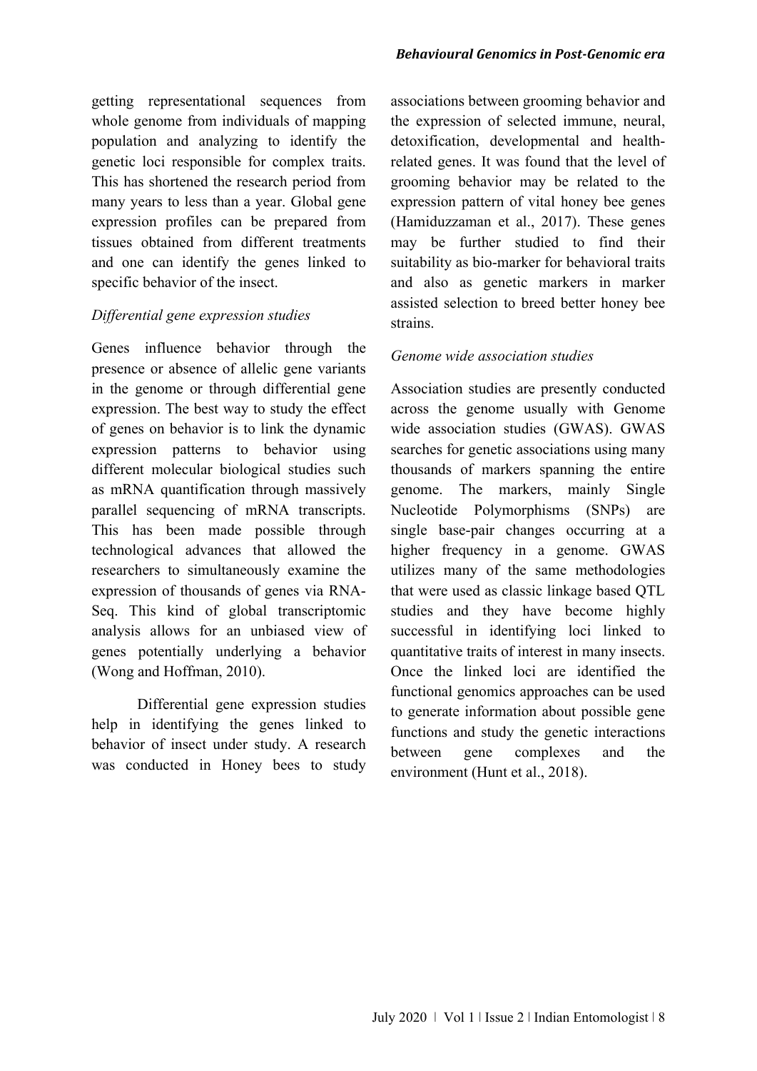getting representational sequences from whole genome from individuals of mapping population and analyzing to identify the genetic loci responsible for complex traits. This has shortened the research period from many years to less than a year. Global gene expression profiles can be prepared from tissues obtained from different treatments and one can identify the genes linked to specific behavior of the insect.

*Differential gene expression studies*

Genes influence behavior through the presence or absence of allelic gene variants in the genome or through differential gene expression. The best way to study the effect of genes on behavior is to link the dynamic expression patterns to behavior using different molecular biological studies such as mRNA quantification through massively parallel sequencing of mRNA transcripts. This has been made possible through technological advances that allowed the researchers to simultaneously examine the expression of thousands of genes via RNA-Seq. This kind of global transcriptomic analysis allows for an unbiased view of genes potentially underlying a behavior (Wong and Hoffman, 2010).

Differential gene expression studies help in identifying the genes linked to behavior of insect under study. A research was conducted in Honey bees to study associations between grooming behavior and the expression of selected immune, neural, detoxification, developmental and health-related genes. It was found that the level of grooming behavior may be related to the expression pattern of vital honey bee genes (Hamiduzzaman et al., 2017). These genes may be further studied to find their suitability as bio-marker for behavioral traits and also as genetic markers in marker assisted selection to breed better honey bee strains.

*Genome wide association studies*

Association studies are presently conducted across the genome usually with Genome wide association studies (GWAS). GWAS searches for genetic associations using many thousands of markers spanning the entire genome. The markers, mainly Single Nucleotide Polymorphisms (SNPs) are single base-pair changes occurring at a higher frequency in a genome. GWAS utilizes many of the same methodologies that were used as classic linkage based QTL studies and they have become highly successful in identifying loci linked to quantitative traits of interest in many insects. Once the linked loci are identified the functional genomics approaches can be used to generate information about possible gene functions and study the genetic interactions between gene complexes and the environment (Hunt et al., 2018).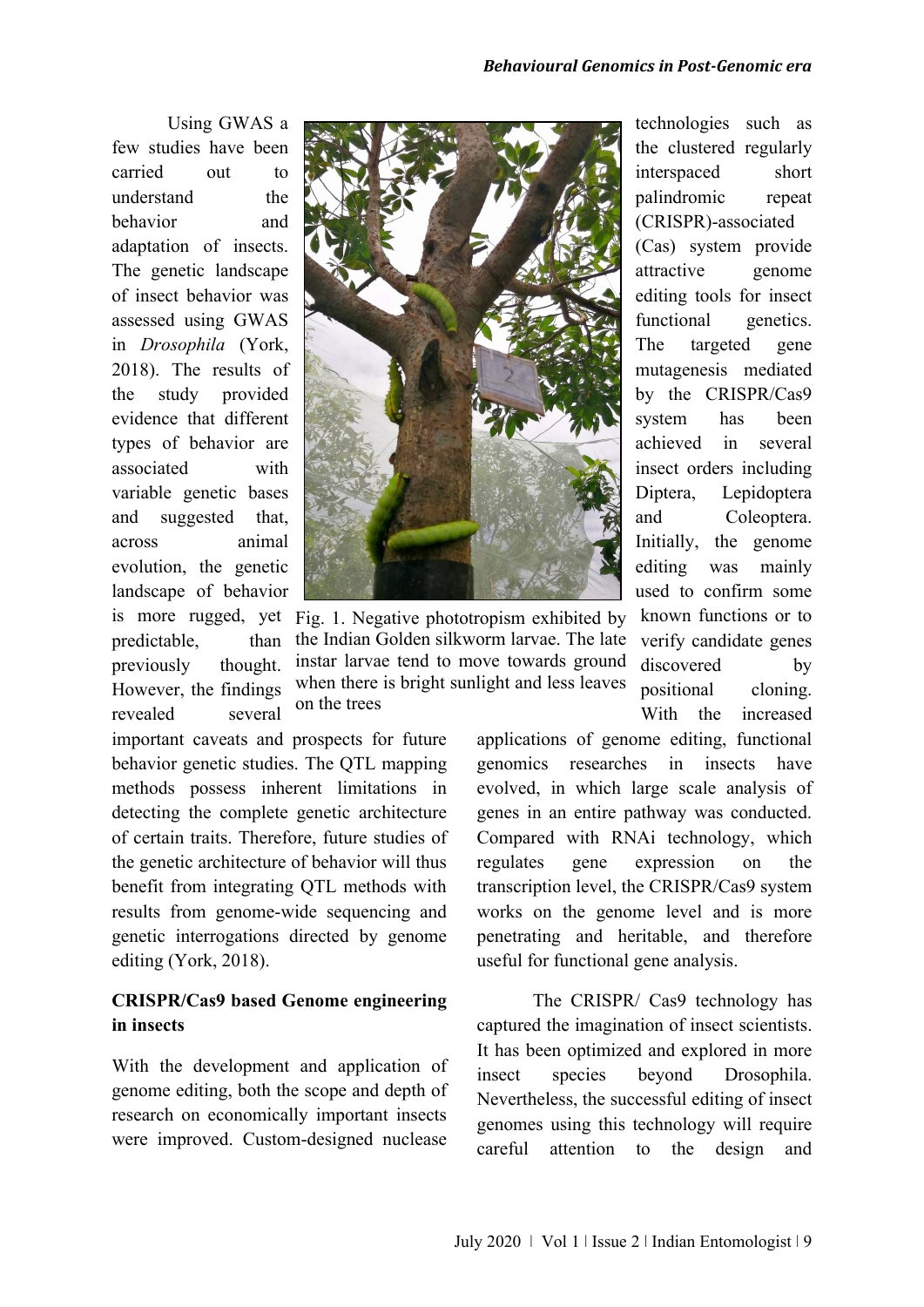Using GWAS a few studies have been carried out to understand the behavior and adaptation of insects. The genetic landscape of insect behavior was assessed using GWAS in *Drosophila* (York, 2018). The results of the study provided evidence that different types of behavior are associated with variable genetic bases and suggested that, across animal evolution, the genetic landscape of behavior is more rugged, yet predictable, than previously thought. However, the findings revealed several important caveats and prospects for future behavior genetic studies. The QTL mapping methods possess inherent limitations in detecting the complete genetic architecture of certain traits. Therefore, future studies of the genetic architecture of behavior will thus benefit from integrating QTL methods with results from genome-wide sequencing and genetic interrogations directed by genome editing (York, 2018).

Fig. 1. Negative phototropism exhibited by the Indian Golden silkworm larvae. The late instar larvae tend to move towards ground when there is bright sunlight and less leaves on the trees

## CRISPR/Cas9 based Genome engineering in insects

With the development and application of genome editing, both the scope and depth of research on economically important insects were improved. Custom-designed nuclease technologies such as the clustered regularly interspaced short palindromic repeat (CRISPR)-associated (Cas) system provide attractive genome editing tools for insect functional genetics. The targeted gene mutagenesis mediated by the CRISPR/Cas9 system has been achieved in several insect orders including Diptera, Lepidoptera and Coleoptera. Initially, the genome editing was mainly used to confirm some known functions or to verify candidate genes discovered by positional cloning. With the increased applications of genome editing, functional genomics researches in insects have evolved, in which large scale analysis of genes in an entire pathway was conducted. Compared with RNAi technology, which regulates gene expression on the transcription level, the CRISPR/Cas9 system works on the genome level and is more penetrating and heritable, and therefore useful for functional gene analysis.

The CRISPR/ Cas9 technology has captured the imagination of insect scientists. It has been optimized and explored in more insect species beyond Drosophila. Nevertheless, the successful editing of insect genomes using this technology will require careful attention to the design and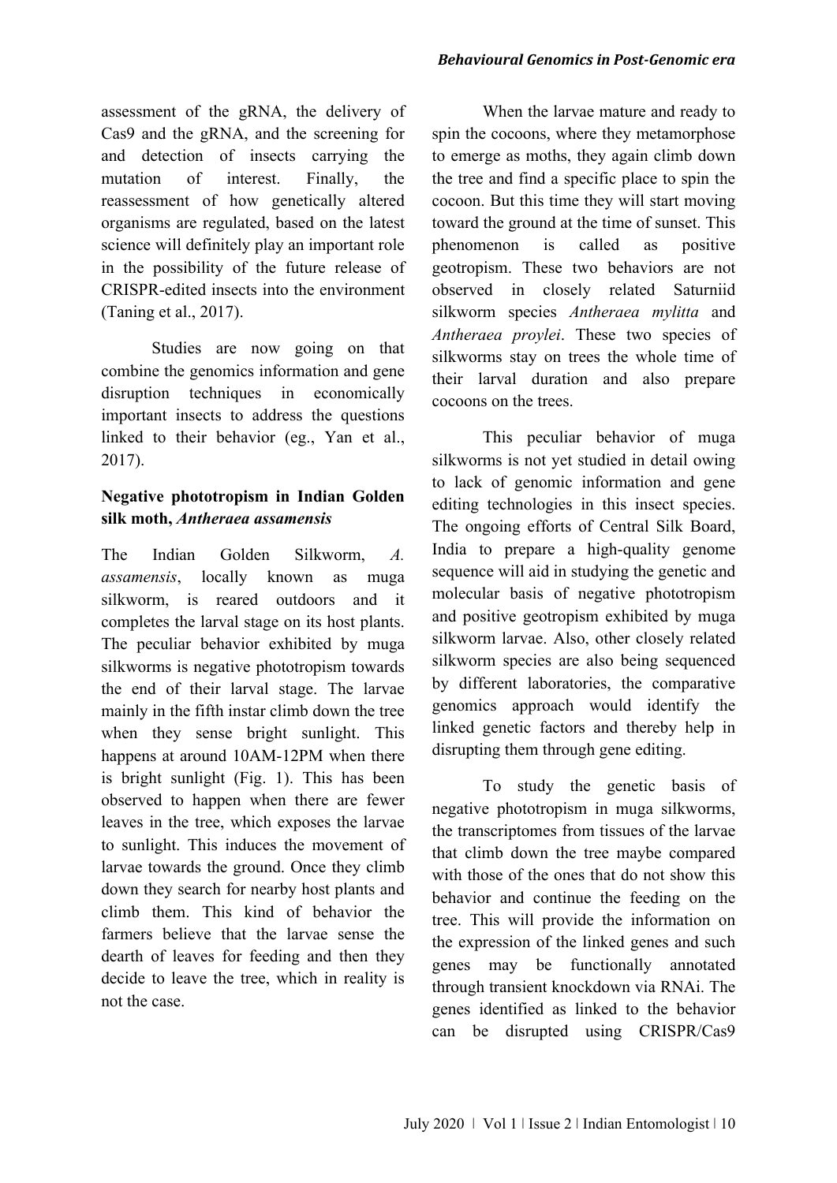assessment of the gRNA, the delivery of Cas9 and the gRNA, and the screening for and detection of insects carrying the mutation of interest. Finally, the reassessment of how genetically altered organisms are regulated, based on the latest science will definitely play an important role in the possibility of the future release of CRISPR-edited insects into the environment (Taning et al., 2017).

Studies are now going on that combine the genomics information and gene disruption techniques in economically important insects to address the questions linked to their behavior (eg., Yan et al., 2017).

## Negative phototropism in Indian Golden silk moth, *Antheraea assamensis*

The Indian Golden Silkworm, *A. assamensis*, locally known as muga silkworm, is reared outdoors and it completes the larval stage on its host plants. The peculiar behavior exhibited by muga silkworms is negative phototropism towards the end of their larval stage. The larvae mainly in the fifth instar climb down the tree when they sense bright sunlight. This happens at around 10AM-12PM when there is bright sunlight (Fig. 1). This has been observed to happen when there are fewer leaves in the tree, which exposes the larvae to sunlight. This induces the movement of larvae towards the ground. Once they climb down they search for nearby host plants and climb them. This kind of behavior the farmers believe that the larvae sense the dearth of leaves for feeding and then they decide to leave the tree, which in reality is not the case.

When the larvae mature and ready to spin the cocoons, where they metamorphose to emerge as moths, they again climb down the tree and find a specific place to spin the cocoon. But this time they will start moving toward the ground at the time of sunset. This phenomenon is called as positive geotropism. These two behaviors are not observed in closely related Saturniid silkworm species *Antheraea mylitta* and *Antheraea proylei*. These two species of silkworms stay on trees the whole time of their larval duration and also prepare cocoons on the trees.

This peculiar behavior of muga silkworms is not yet studied in detail owing to lack of genomic information and gene editing technologies in this insect species. The ongoing efforts of Central Silk Board, India to prepare a high-quality genome sequence will aid in studying the genetic and molecular basis of negative phototropism and positive geotropism exhibited by muga silkworm larvae. Also, other closely related silkworm species are also being sequenced by different laboratories, the comparative genomics approach would identify the linked genetic factors and thereby help in disrupting them through gene editing.

To study the genetic basis of negative phototropism in muga silkworms, the transcriptomes from tissues of the larvae that climb down the tree maybe compared with those of the ones that do not show this behavior and continue the feeding on the tree. This will provide the information on the expression of the linked genes and such genes may be functionally annotated through transient knockdown via RNAi. The genes identified as linked to the behavior can be disrupted using CRISPR/Cas9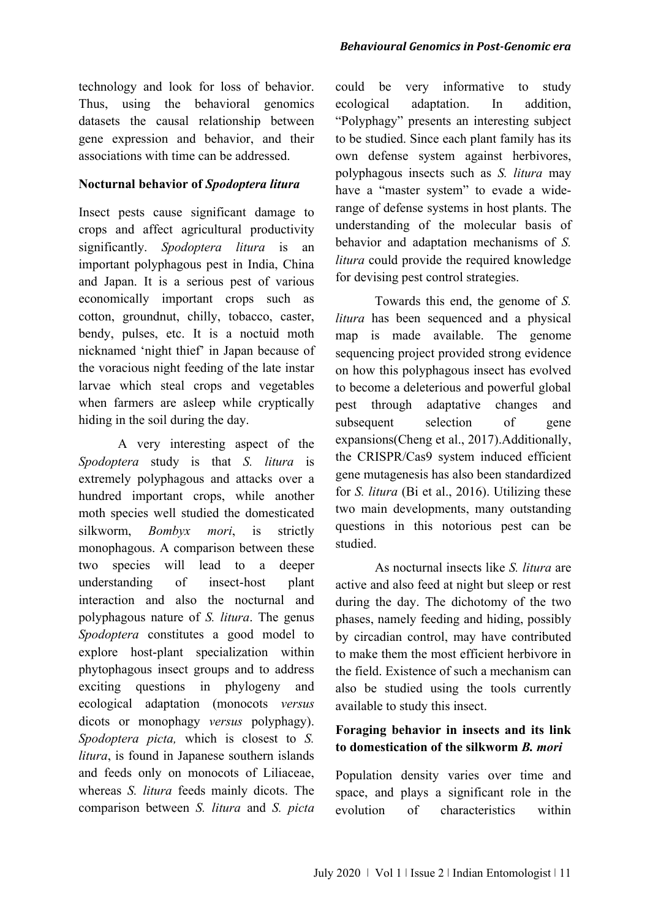technology and look for loss of behavior. Thus, using the behavioral genomics datasets the causal relationship between gene expression and behavior, and their associations with time can be addressed.

**Nocturnal behavior of *Spodoptera litura***

Insect pests cause significant damage to crops and affect agricultural productivity significantly. *Spodoptera litura* is an important polyphagous pest in India, China and Japan. It is a serious pest of various economically important crops such as cotton, groundnut, chilly, tobacco, caster, bendy, pulses, etc. It is a noctuid moth nicknamed 'night thief' in Japan because of the voracious night feeding of the late instar larvae which steal crops and vegetables when farmers are asleep while cryptically hiding in the soil during the day.

A very interesting aspect of the *Spodoptera* study is that *S. litura* is extremely polyphagous and attacks over a hundred important crops, while another moth species well studied the domesticated silkworm, *Bombyx mori*, is strictly monophagous. A comparison between these two species will lead to a deeper understanding of insect-host plant interaction and also the nocturnal and polyphagous nature of *S. litura*. The genus *Spodoptera* constitutes a good model to explore host-plant specialization within phytophagous insect groups and to address exciting questions in phylogeny and ecological adaptation (monocots *versus* dicots or monophagy *versus* polyphagy). *Spodoptera picta,* which is closest to *S. litura*, is found in Japanese southern islands and feeds only on monocots of Liliaceae, whereas *S. litura* feeds mainly dicots. The comparison between *S. litura* and *S. picta* could be very informative to study ecological adaptation. In addition, "Polyphagy" presents an interesting subject to be studied. Since each plant family has its own defense system against herbivores, polyphagous insects such as *S. litura* may have a "master system" to evade a wide-range of defense systems in host plants. The understanding of the molecular basis of behavior and adaptation mechanisms of *S. litura* could provide the required knowledge for devising pest control strategies.

Towards this end, the genome of *S. litura* has been sequenced and a physical map is made available. The genome sequencing project provided strong evidence on how this polyphagous insect has evolved to become a deleterious and powerful global pest through adaptative changes and subsequent selection of gene expansions(Cheng et al., 2017).Additionally, the CRISPR/Cas9 system induced efficient gene mutagenesis has also been standardized for *S. litura* (Bi et al., 2016). Utilizing these two main developments, many outstanding questions in this notorious pest can be studied.

As nocturnal insects like *S. litura* are active and also feed at night but sleep or rest during the day. The dichotomy of the two phases, namely feeding and hiding, possibly by circadian control, may have contributed to make them the most efficient herbivore in the field. Existence of such a mechanism can also be studied using the tools currently available to study this insect.

**Foraging behavior in insects and its link to domestication of the silkworm *B. mori***

Population density varies over time and space, and plays a significant role in the evolution of characteristics within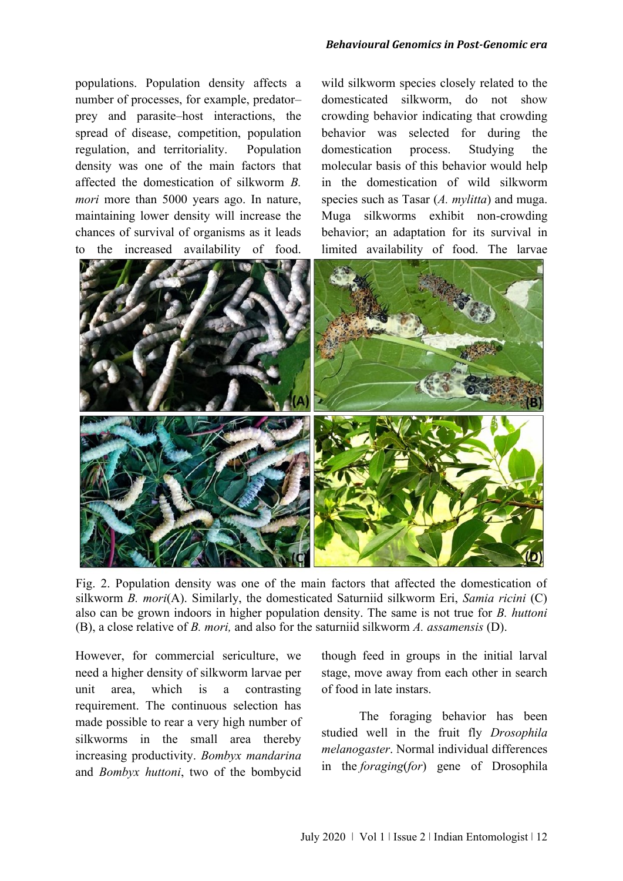populations. Population density affects a number of processes, for example, predator–prey and parasite–host interactions, the spread of disease, competition, population regulation, and territoriality. Population density was one of the main factors that affected the domestication of silkworm *B. mori* more than 5000 years ago. In nature, maintaining lower density will increase the chances of survival of organisms as it leads to the increased availability of food. However, for commercial sericulture, we need a higher density of silkworm larvae per unit area, which is a contrasting requirement. The continuous selection has made possible to rear a very high number of silkworms in the small area thereby increasing productivity. *Bombyx mandarina* and *Bombyx huttoni*, two of the bombycid wild silkworm species closely related to the domesticated silkworm, do not show crowding behavior indicating that crowding behavior was selected for during the domestication process. Studying the molecular basis of this behavior would help in the domestication of wild silkworm species such as Tasar (*A. mylitta*) and muga. Muga silkworms exhibit non-crowding behavior; an adaptation for its survival in limited availability of food. The larvae though feed in groups in the initial larval stage, move away from each other in search of food in late instars.

Fig. 2. Population density was one of the main factors that affected the domestication of silkworm *B. mori*(A). Similarly, the domesticated Saturniid silkworm Eri, *Samia ricini* (C) also can be grown indoors in higher population density. The same is not true for *B. huttoni* (B), a close relative of *B. mori,* and also for the saturniid silkworm *A. assamensis* (D).

The foraging behavior has been studied well in the fruit fly *Drosophila melanogaster*. Normal individual differences in the *foraging*(*for*) gene of Drosophila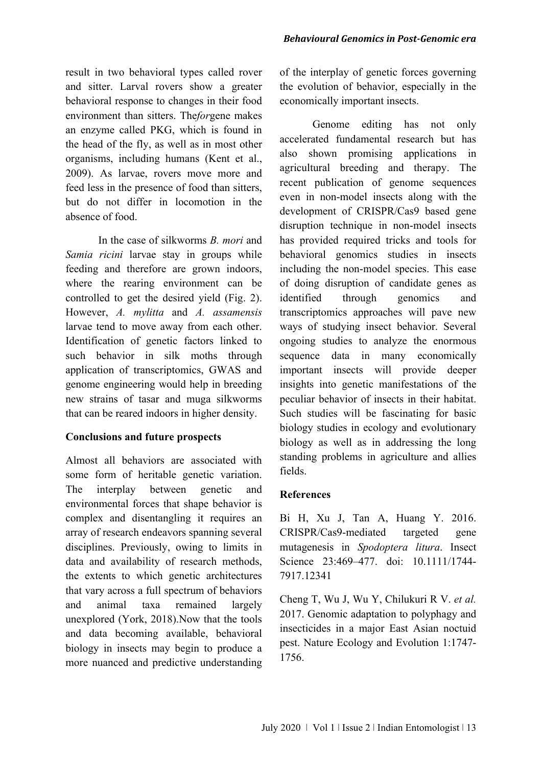result in two behavioral types called rover and sitter. Larval rovers show a greater behavioral response to changes in their food environment than sitters. The*for*gene makes an enzyme called PKG, which is found in the head of the fly, as well as in most other organisms, including humans (Kent et al., 2009). As larvae, rovers move more and feed less in the presence of food than sitters, but do not differ in locomotion in the absence of food.

In the case of silkworms *B. mori* and *Samia ricini* larvae stay in groups while feeding and therefore are grown indoors, where the rearing environment can be controlled to get the desired yield (Fig. 2). However, *A. mylitta* and *A. assamensis* larvae tend to move away from each other. Identification of genetic factors linked to such behavior in silk moths through application of transcriptomics, GWAS and genome engineering would help in breeding new strains of tasar and muga silkworms that can be reared indoors in higher density.

## Conclusions and future prospects

Almost all behaviors are associated with some form of heritable genetic variation. The interplay between genetic and environmental forces that shape behavior is complex and disentangling it requires an array of research endeavors spanning several disciplines. Previously, owing to limits in data and availability of research methods, the extents to which genetic architectures that vary across a full spectrum of behaviors and animal taxa remained largely unexplored (York, 2018).Now that the tools and data becoming available, behavioral biology in insects may begin to produce a more nuanced and predictive understanding of the interplay of genetic forces governing the evolution of behavior, especially in the economically important insects.

Genome editing has not only accelerated fundamental research but has also shown promising applications in agricultural breeding and therapy. The recent publication of genome sequences even in non-model insects along with the development of CRISPR/Cas9 based gene disruption technique in non-model insects has provided required tricks and tools for behavioral genomics studies in insects including the non-model species. This ease of doing disruption of candidate genes as identified through genomics and transcriptomics approaches will pave new ways of studying insect behavior. Several ongoing studies to analyze the enormous sequence data in many economically important insects will provide deeper insights into genetic manifestations of the peculiar behavior of insects in their habitat. Such studies will be fascinating for basic biology studies in ecology and evolutionary biology as well as in addressing the long standing problems in agriculture and allies fields.

## References

Bi H, Xu J, Tan A, Huang Y. 2016. CRISPR/Cas9-mediated targeted gene mutagenesis in *Spodoptera litura*. Insect Science 23:469–477. doi: 10.1111/1744-7917.12341

Cheng T, Wu J, Wu Y, Chilukuri R V. *et al.* 2017. Genomic adaptation to polyphagy and insecticides in a major East Asian noctuid pest. Nature Ecology and Evolution 1:1747-1756.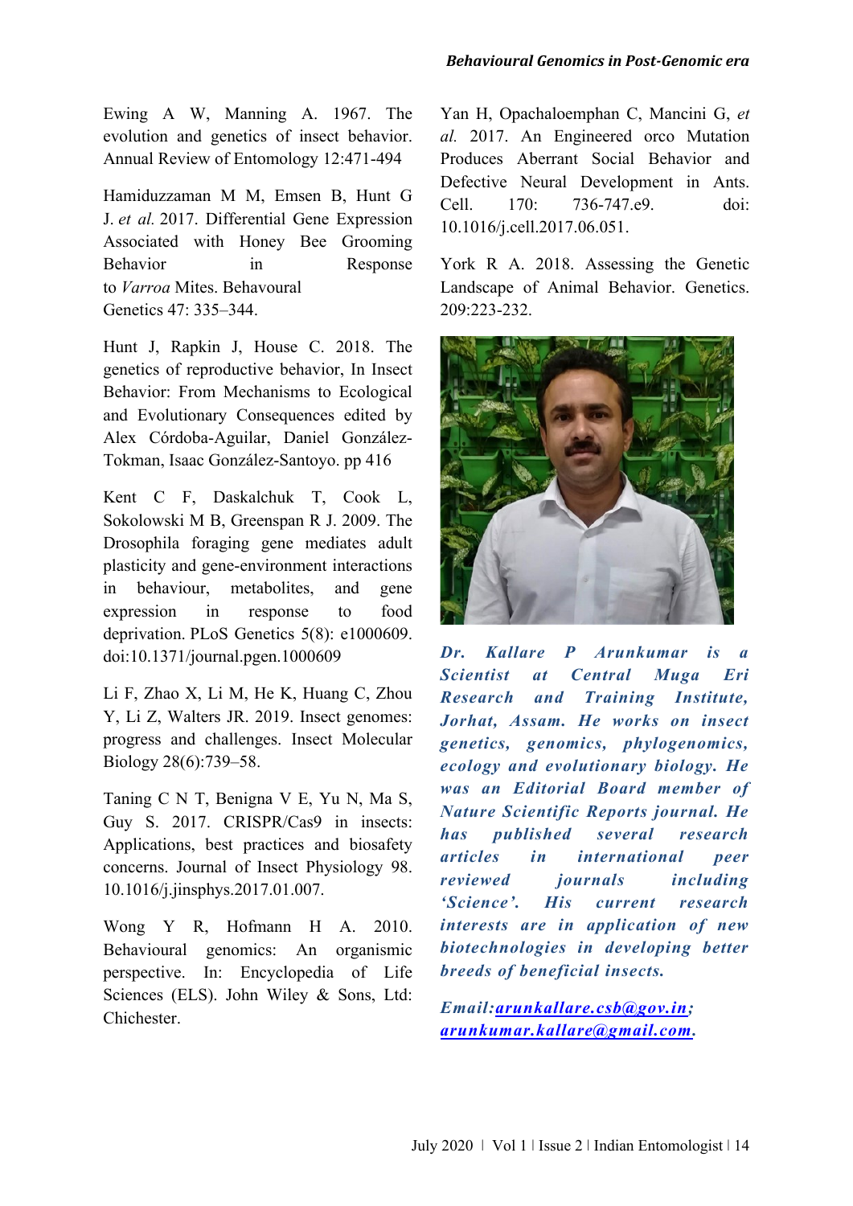Ewing A W, Manning A. 1967. The evolution and genetics of insect behavior. Annual Review of Entomology 12:471-494

Hamiduzzaman M M, Emsen B, Hunt G J. *et al.* 2017. Differential Gene Expression Associated with Honey Bee Grooming Behavior in Response to *Varroa* Mites. Behavoural Genetics 47: 335–344.

Hunt J, Rapkin J, House C. 2018. The genetics of reproductive behavior, In Insect Behavior: From Mechanisms to Ecological and Evolutionary Consequences edited by Alex Córdoba-Aguilar, Daniel González-Tokman, Isaac González-Santoyo. pp 416

Kent C F, Daskalchuk T, Cook L, Sokolowski M B, Greenspan R J. 2009. The Drosophila foraging gene mediates adult plasticity and gene-environment interactions in behaviour, metabolites, and gene expression in response to food deprivation. PLoS Genetics 5(8): e1000609. doi:10.1371/journal.pgen.1000609

Li F, Zhao X, Li M, He K, Huang C, Zhou Y, Li Z, Walters JR. 2019. Insect genomes: progress and challenges. Insect Molecular Biology 28(6):739–58.

Taning C N T, Benigna V E, Yu N, Ma S, Guy S. 2017. CRISPR/Cas9 in insects: Applications, best practices and biosafety concerns. Journal of Insect Physiology 98. 10.1016/j.jinsphys.2017.01.007.

Wong Y R, Hofmann H A. 2010. Behavioural genomics: An organismic perspective. In: Encyclopedia of Life Sciences (ELS). John Wiley & Sons, Ltd: Chichester.

Yan H, Opachaloemphan C, Mancini G, *et al.* 2017. An Engineered orco Mutation Produces Aberrant Social Behavior and Defective Neural Development in Ants. Cell. 170: 736-747.e9. doi: 10.1016/j.cell.2017.06.051.

York R A. 2018. Assessing the Genetic Landscape of Animal Behavior. Genetics. 209:223-232.

***Dr. Kallare P Arunkumar is a Scientist at Central Muga Eri Research and Training Institute, Jorhat, Assam. He works on insect genetics, genomics, phylogenomics, ecology and evolutionary biology. He was an Editorial Board member of Nature Scientific Reports journal. He has published several research articles in international peer reviewed journals including 'Science'. His current research interests are in application of new biotechnologies in developing better breeds of beneficial insects.***

***Email: arunkallare.csb@gov.in; arunkumar.kallare@gmail.com.***